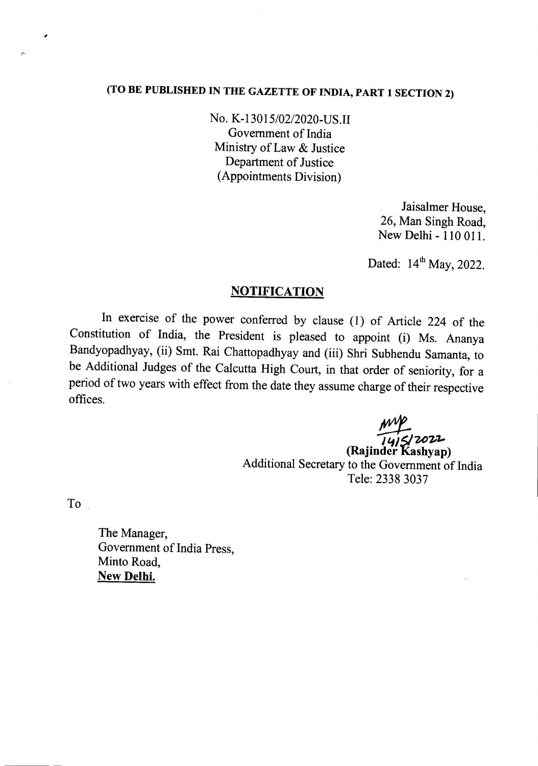**(TO BE PUBLISHED IN THE GAZETTE OF INDIA, PART 1 SECTION 2)**

No. K-13015/02/2020-US.II
Government of India
Ministry of Law & Justice
Department of Justice
(Appointments Division)

Jaisalmer House,
26, Man Singh Road,
New Delhi - 110 011.

Dated: 14th May, 2022.

## NOTIFICATION

In exercise of the power conferred by clause (1) of Article 224 of the Constitution of India, the President is pleased to appoint (i) Ms. Ananya Bandyopadhyay, (ii) Smt. Rai Chattopadhyay and (iii) Shri Subhendu Samanta, to be Additional Judges of the Calcutta High Court, in that order of seniority, for a period of two years with effect from the date they assume charge of their respective offices.

14/5/2022
**(Rajinder Kashyap)**
Additional Secretary to the Government of India
Tele: 2338 3037

To

The Manager,
Government of India Press,
Minto Road,
**New Delhi.**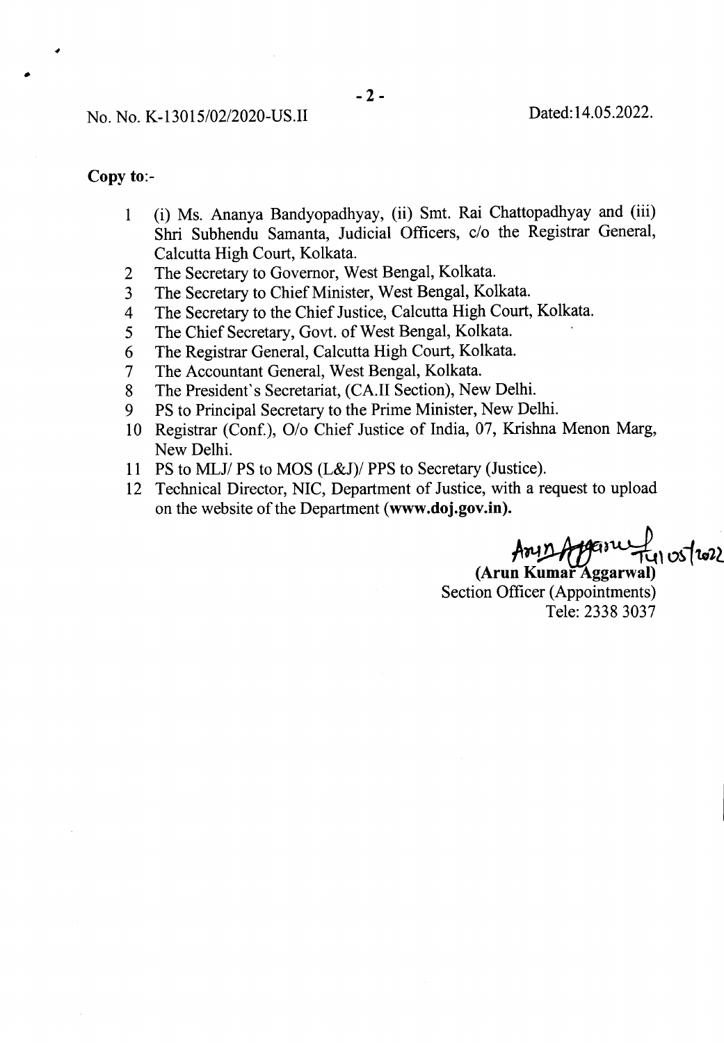No. No. K-13015/02/2020-US.II

Dated:14.05.2022.

**Copy to**:-

1. (i) Ms. Ananya Bandyopadhyay, (ii) Smt. Rai Chattopadhyay and (iii) Shri Subhendu Samanta, Judicial Officers, c/o the Registrar General, Calcutta High Court, Kolkata.
2. The Secretary to Governor, West Bengal, Kolkata.
3. The Secretary to Chief Minister, West Bengal, Kolkata.
4. The Secretary to the Chief Justice, Calcutta High Court, Kolkata.
5. The Chief Secretary, Govt. of West Bengal, Kolkata.
6. The Registrar General, Calcutta High Court, Kolkata.
7. The Accountant General, West Bengal, Kolkata.
8. The President's Secretariat, (CA.II Section), New Delhi.
9. PS to Principal Secretary to the Prime Minister, New Delhi.
10. Registrar (Conf.), O/o Chief Justice of India, 07, Krishna Menon Marg, New Delhi.
11. PS to MLJ/ PS to MOS (L&J)/ PPS to Secretary (Justice).
12. Technical Director, NIC, Department of Justice, with a request to upload on the website of the Department (**www.doj.gov.in**).

Arun Aggarwal 14/05/2022

**(Arun Kumar Aggarwal)**
Section Officer (Appointments)
Tele: 2338 3037